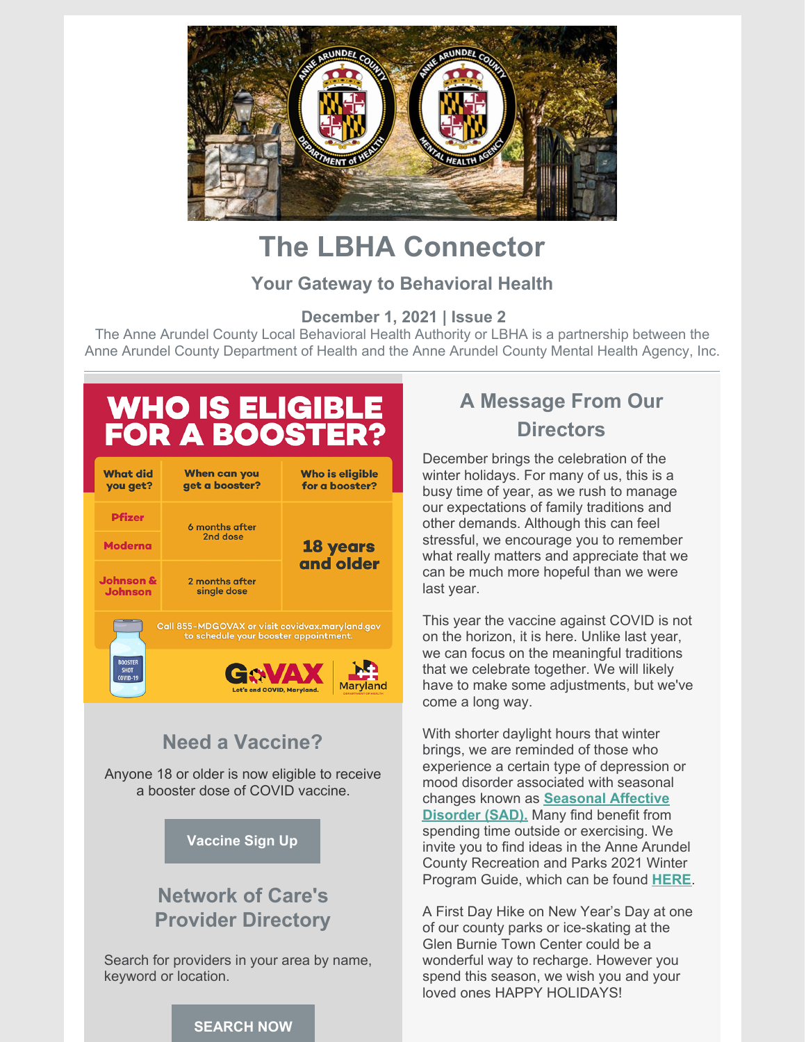# The LBHA Connector

## Your Gateway to Behavioral Health

### December 1, 2021 | Issue 2

The Anne Arundel County Local Behavioral Health Authority or LBHA is a partnership between the Anne Arundel County Department of Health and the Anne Arundel County Mental Health Agency, Inc.

## WHO IS ELIGIBLE FOR A BOOSTER?

| What did you get? | When can you get a booster? | Who is eligible for a booster? |
|---|---|---|
| Pfizer | 6 months after 2nd dose | 18 years and older |
| Moderna | | |
| Johnson & Johnson | 2 months after single dose | |

Call 855-MDGOVAX or visit covidvax.maryland.gov to schedule your booster appointment.

GoVAX Let's end COVID, Maryland. | Maryland Department of Health

BOOSTER SHOT COVID-19

## Need a Vaccine?

Anyone 18 or older is now eligible to receive a booster dose of COVID vaccine.

**Vaccine Sign Up**

## Network of Care's Provider Directory

Search for providers in your area by name, keyword or location.

**SEARCH NOW**

## A Message From Our Directors

December brings the celebration of the winter holidays. For many of us, this is a busy time of year, as we rush to manage our expectations of family traditions and other demands. Although this can feel stressful, we encourage you to remember what really matters and appreciate that we can be much more hopeful than we were last year.

This year the vaccine against COVID is not on the horizon, it is here. Unlike last year, we can focus on the meaningful traditions that we celebrate together. We will likely have to make some adjustments, but we've come a long way.

With shorter daylight hours that winter brings, we are reminded of those who experience a certain type of depression or mood disorder associated with seasonal changes known as **Seasonal Affective Disorder (SAD).** Many find benefit from spending time outside or exercising. We invite you to find ideas in the Anne Arundel County Recreation and Parks 2021 Winter Program Guide, which can be found **HERE**.

A First Day Hike on New Year's Day at one of our county parks or ice-skating at the Glen Burnie Town Center could be a wonderful way to recharge. However you spend this season, we wish you and your loved ones HAPPY HOLIDAYS!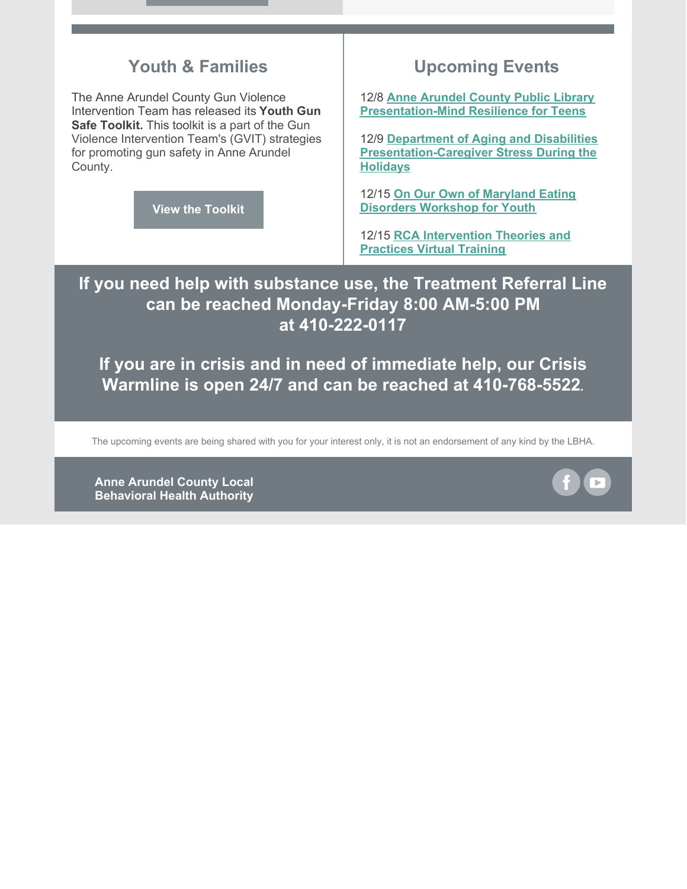## Youth & Families

The Anne Arundel County Gun Violence Intervention Team has released its **Youth Gun Safe Toolkit.** This toolkit is a part of the Gun Violence Intervention Team's (GVIT) strategies for promoting gun safety in Anne Arundel County.

**View the Toolkit**

## Upcoming Events

12/8 **Anne Arundel County Public Library Presentation-Mind Resilience for Teens**

12/9 **Department of Aging and Disabilities Presentation-Caregiver Stress During the Holidays**

12/15 **On Our Own of Maryland Eating Disorders Workshop for Youth**

12/15 **RCA Intervention Theories and Practices Virtual Training**

**If you need help with substance use, the Treatment Referral Line can be reached Monday-Friday 8:00 AM-5:00 PM at 410-222-0117**

**If you are in crisis and in need of immediate help, our Crisis Warmline is open 24/7 and can be reached at 410-768-5522.**

The upcoming events are being shared with you for your interest only, it is not an endorsement of any kind by the LBHA.

**Anne Arundel County Local Behavioral Health Authority**